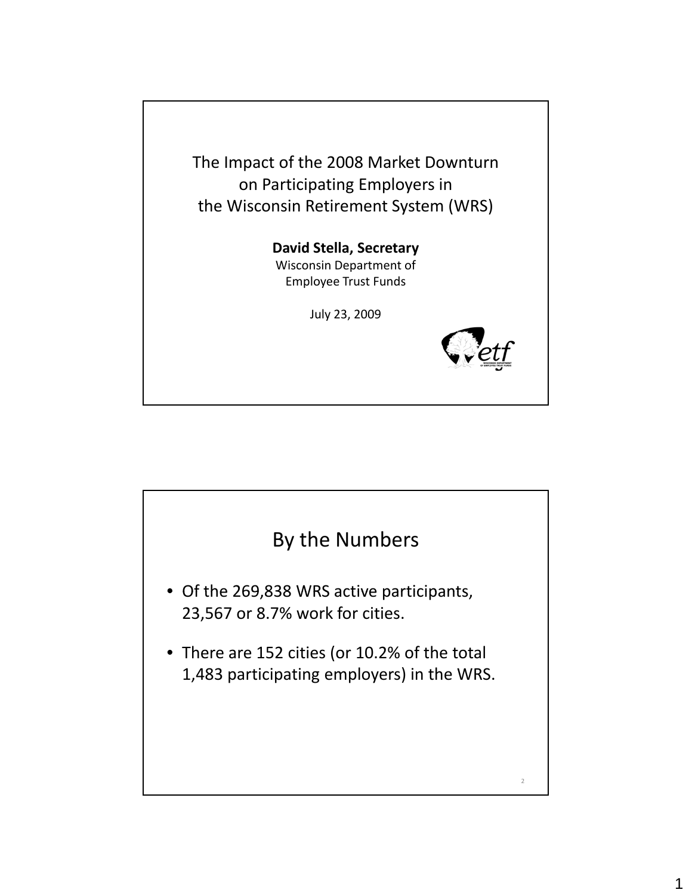# The Impact of the 2008 Market Downturn on Participating Employers in the Wisconsin Retirement System (WRS)

**David Stella, Secretary**
Wisconsin Department of Employee Trust Funds

July 23, 2009

## By the Numbers

- Of the 269,838 WRS active participants, 23,567 or 8.7% work for cities.
- There are 152 cities (or 10.2% of the total 1,483 participating employers) in the WRS.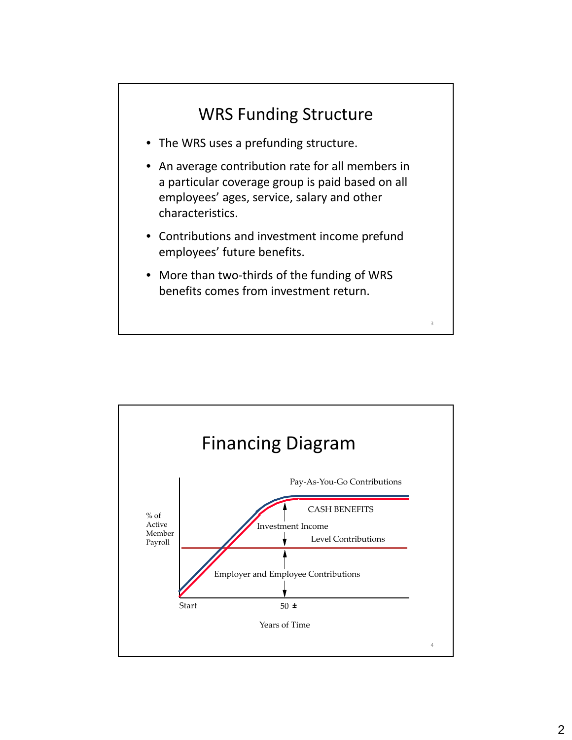## WRS Funding Structure

- The WRS uses a prefunding structure.
- An average contribution rate for all members in a particular coverage group is paid based on all employees' ages, service, salary and other characteristics.
- Contributions and investment income prefund employees' future benefits.
- More than two-thirds of the funding of WRS benefits comes from investment return.

## Financing Diagram

Pay-As-You-Go Contributions

CASH BENEFITS

Investment Income

Level Contributions

Employer and Employee Contributions

% of Active Member Payroll

Start

50 ±

Years of Time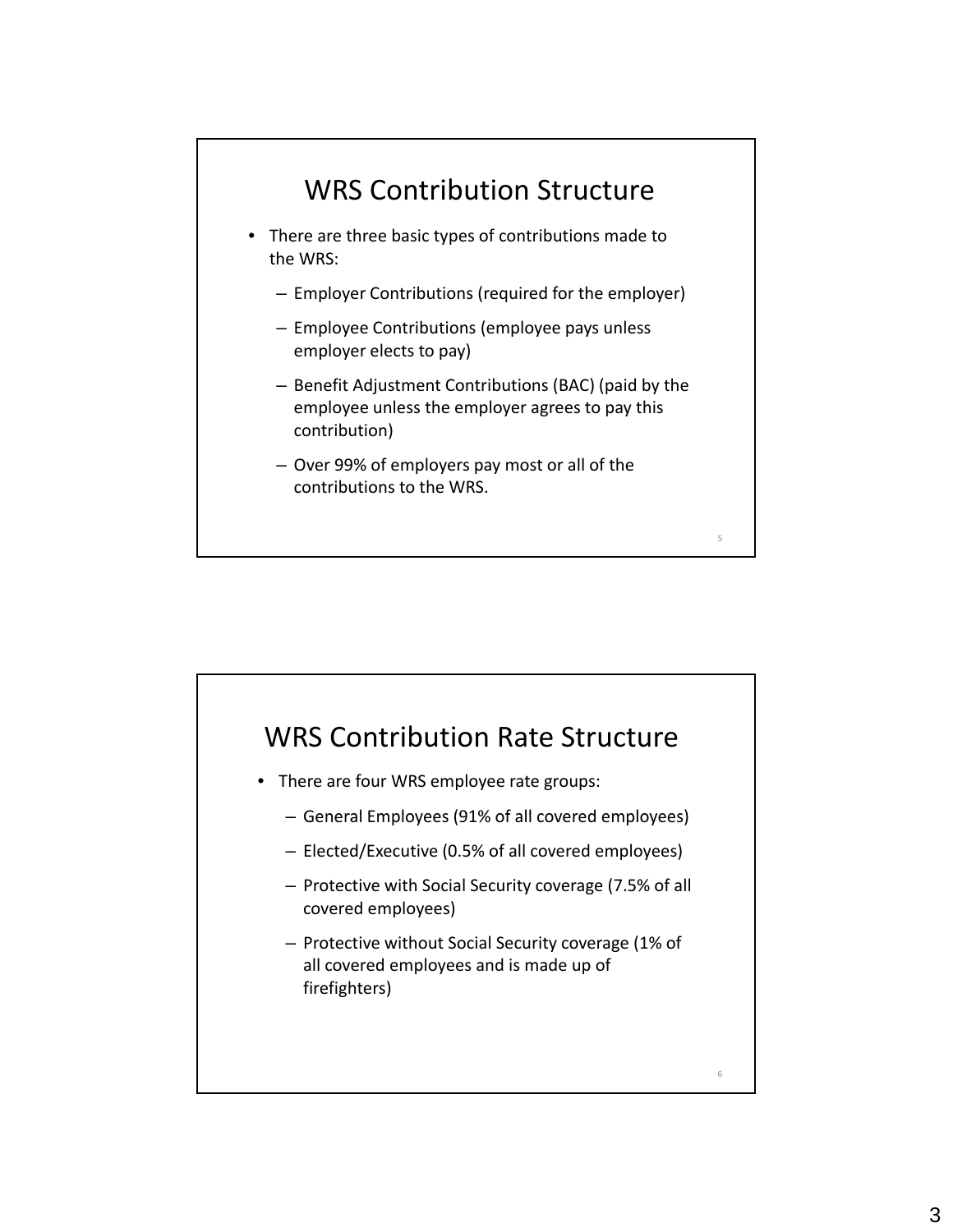## WRS Contribution Structure

- There are three basic types of contributions made to the WRS:
  - Employer Contributions (required for the employer)
  - Employee Contributions (employee pays unless employer elects to pay)
  - Benefit Adjustment Contributions (BAC) (paid by the employee unless the employer agrees to pay this contribution)
  - Over 99% of employers pay most or all of the contributions to the WRS.

## WRS Contribution Rate Structure

- There are four WRS employee rate groups:
  - General Employees (91% of all covered employees)
  - Elected/Executive (0.5% of all covered employees)
  - Protective with Social Security coverage (7.5% of all covered employees)
  - Protective without Social Security coverage (1% of all covered employees and is made up of firefighters)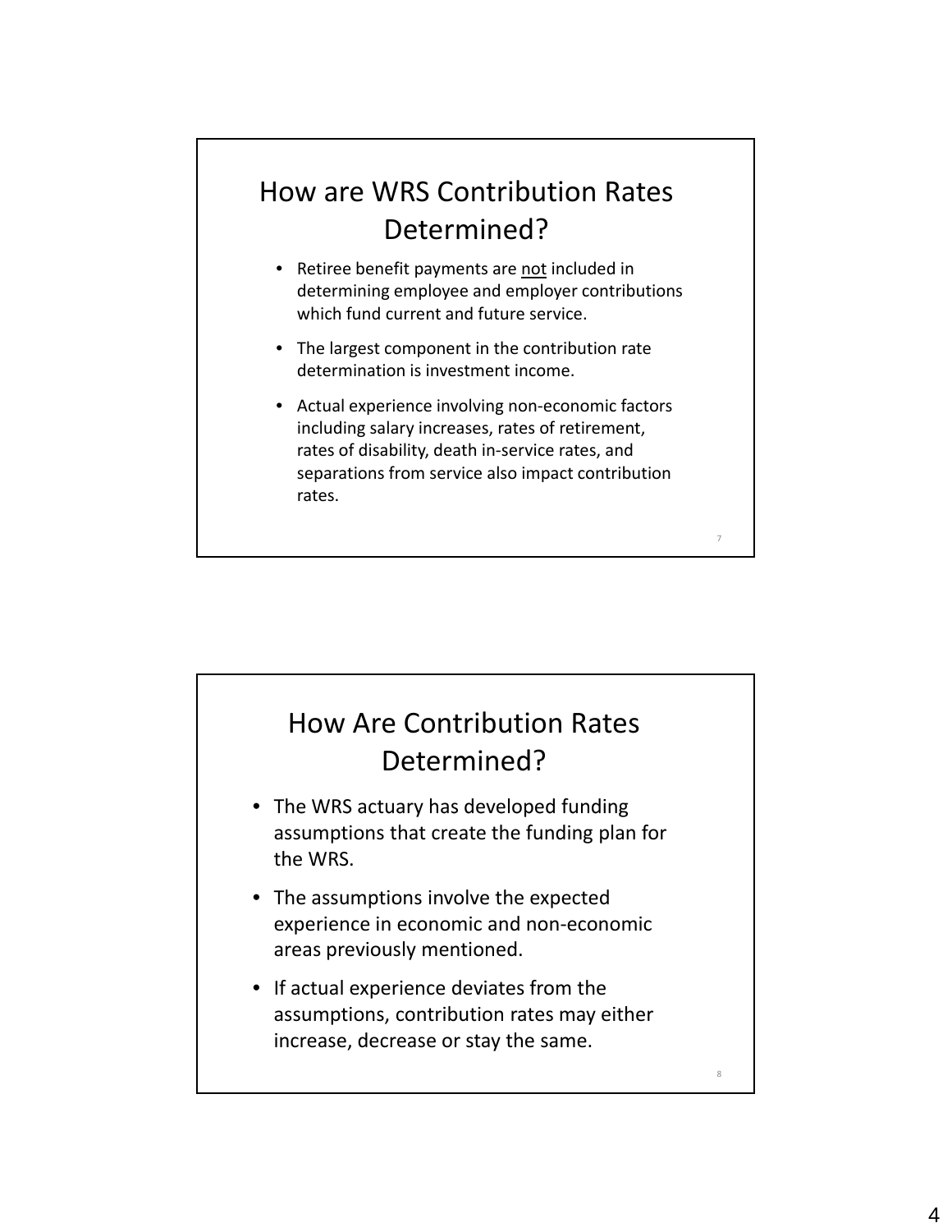## How are WRS Contribution Rates Determined?

- Retiree benefit payments are <u>not</u> included in determining employee and employer contributions which fund current and future service.
- The largest component in the contribution rate determination is investment income.
- Actual experience involving non-economic factors including salary increases, rates of retirement, rates of disability, death in-service rates, and separations from service also impact contribution rates.

## How Are Contribution Rates Determined?

- The WRS actuary has developed funding assumptions that create the funding plan for the WRS.
- The assumptions involve the expected experience in economic and non-economic areas previously mentioned.
- If actual experience deviates from the assumptions, contribution rates may either increase, decrease or stay the same.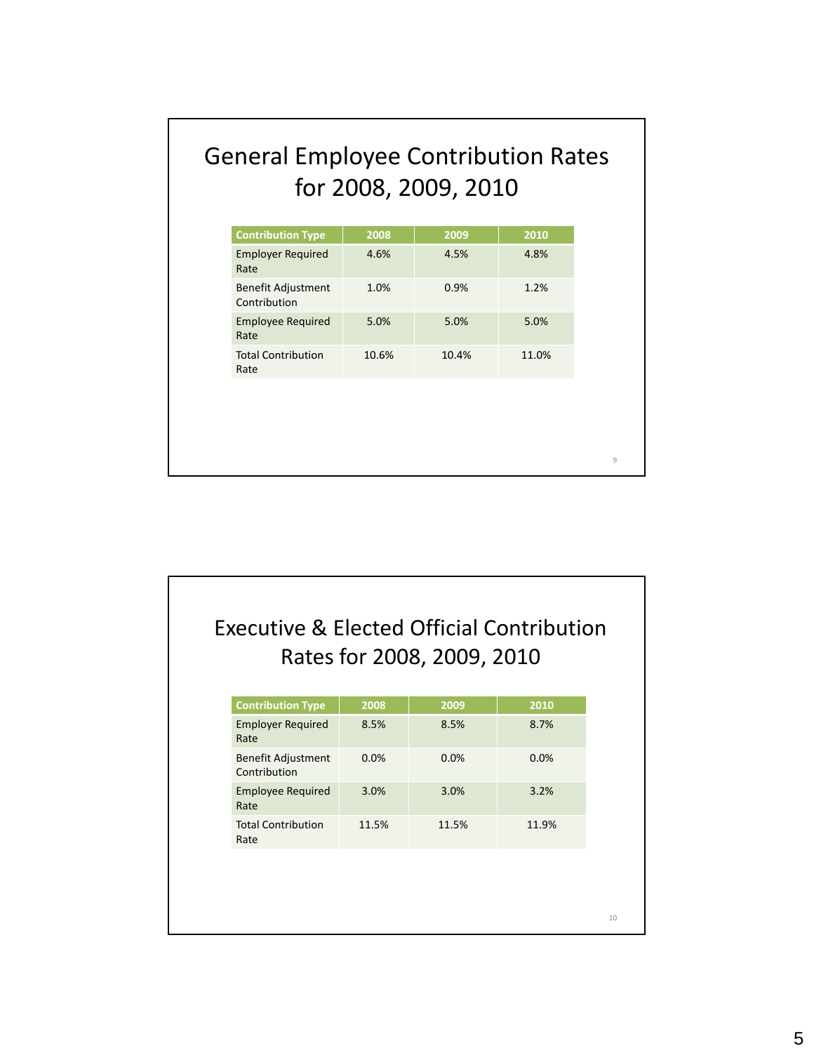## General Employee Contribution Rates for 2008, 2009, 2010

| Contribution Type | 2008 | 2009 | 2010 |
|---|---|---|---|
| Employer Required Rate | 4.6% | 4.5% | 4.8% |
| Benefit Adjustment Contribution | 1.0% | 0.9% | 1.2% |
| Employee Required Rate | 5.0% | 5.0% | 5.0% |
| Total Contribution Rate | 10.6% | 10.4% | 11.0% |

## Executive & Elected Official Contribution Rates for 2008, 2009, 2010

| Contribution Type | 2008 | 2009 | 2010 |
|---|---|---|---|
| Employer Required Rate | 8.5% | 8.5% | 8.7% |
| Benefit Adjustment Contribution | 0.0% | 0.0% | 0.0% |
| Employee Required Rate | 3.0% | 3.0% | 3.2% |
| Total Contribution Rate | 11.5% | 11.5% | 11.9% |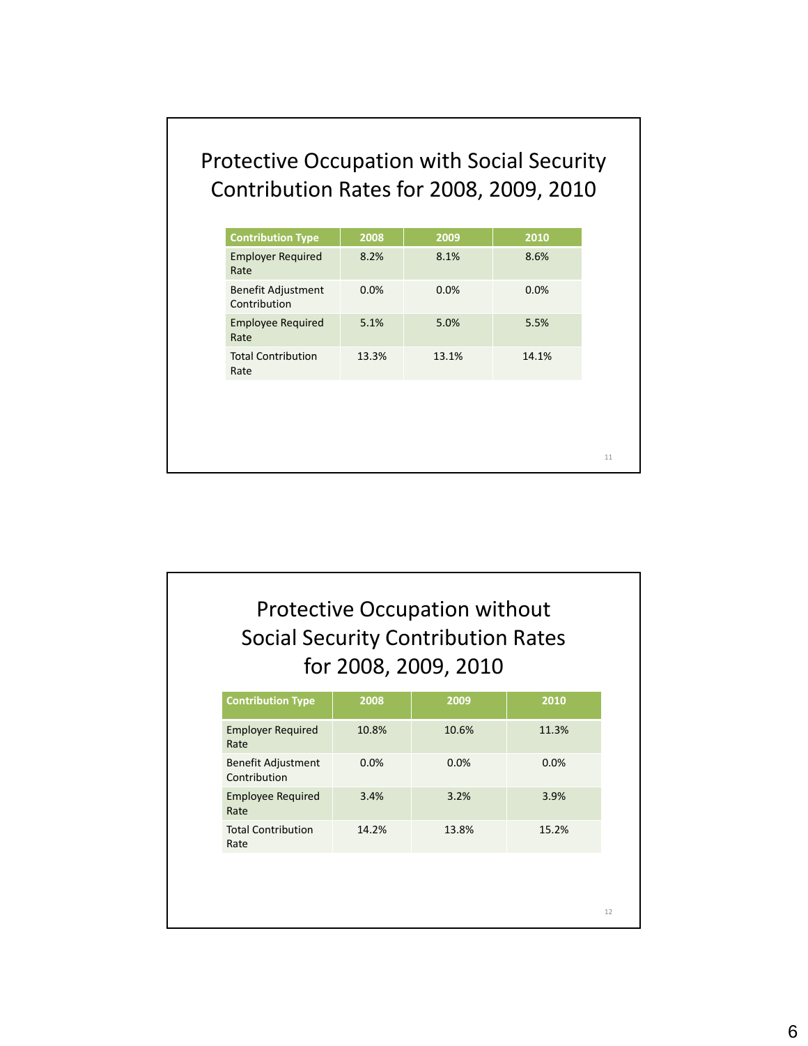## Protective Occupation with Social Security Contribution Rates for 2008, 2009, 2010

| Contribution Type | 2008 | 2009 | 2010 |
|---|---|---|---|
| Employer Required Rate | 8.2% | 8.1% | 8.6% |
| Benefit Adjustment Contribution | 0.0% | 0.0% | 0.0% |
| Employee Required Rate | 5.1% | 5.0% | 5.5% |
| Total Contribution Rate | 13.3% | 13.1% | 14.1% |

## Protective Occupation without Social Security Contribution Rates for 2008, 2009, 2010

| Contribution Type | 2008 | 2009 | 2010 |
|---|---|---|---|
| Employer Required Rate | 10.8% | 10.6% | 11.3% |
| Benefit Adjustment Contribution | 0.0% | 0.0% | 0.0% |
| Employee Required Rate | 3.4% | 3.2% | 3.9% |
| Total Contribution Rate | 14.2% | 13.8% | 15.2% |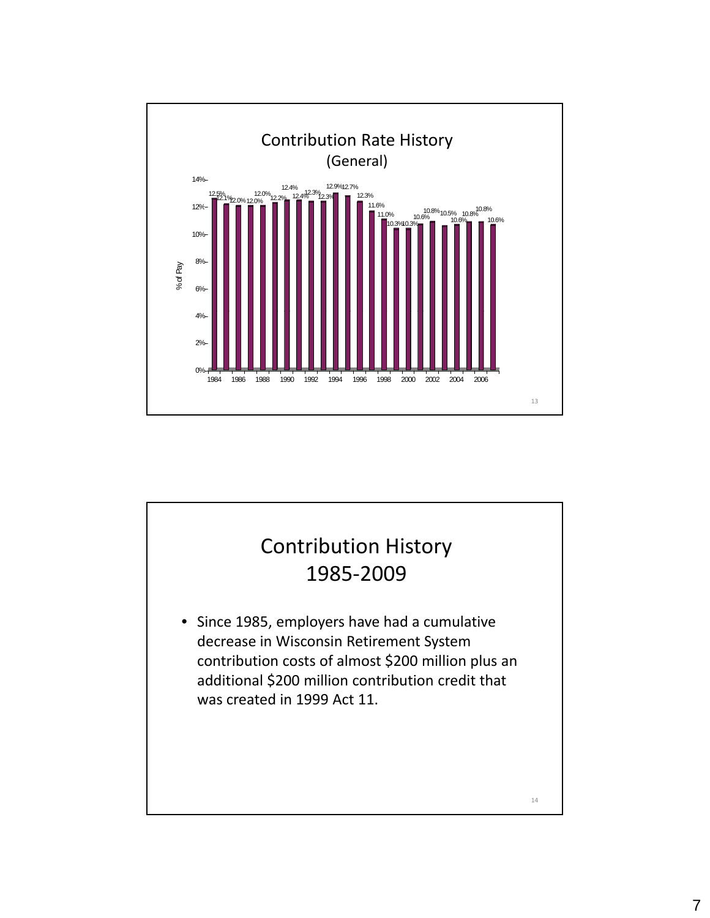## Contribution Rate History
### (General)

| Year | % of Pay |
|---|---|
| 1984 | 12.5% |
| 1985 | 12.1% |
| 1986 | 12.0% |
| 1987 | 12.0% |
| 1988 | 12.0% |
| 1989 | 12.2% |
| 1990 | 12.4% |
| 1991 | 12.4% |
| 1992 | 12.3% |
| 1993 | 12.3% |
| 1994 | 12.9% |
| 1995 | 12.7% |
| 1996 | 12.3% |
| 1997 | 11.6% |
| 1998 | 11.0% |
| 1999 | 10.3% |
| 2000 | 10.3% |
| 2001 | 10.6% |
| 2002 | 10.8% |
| 2003 | 10.5% |
| 2004 | 10.6% |
| 2005 | 10.8% |
| 2006 | 10.8% |
| 2007 | 10.6% |

## Contribution History 1985-2009

- Since 1985, employers have had a cumulative decrease in Wisconsin Retirement System contribution costs of almost $200 million plus an additional $200 million contribution credit that was created in 1999 Act 11.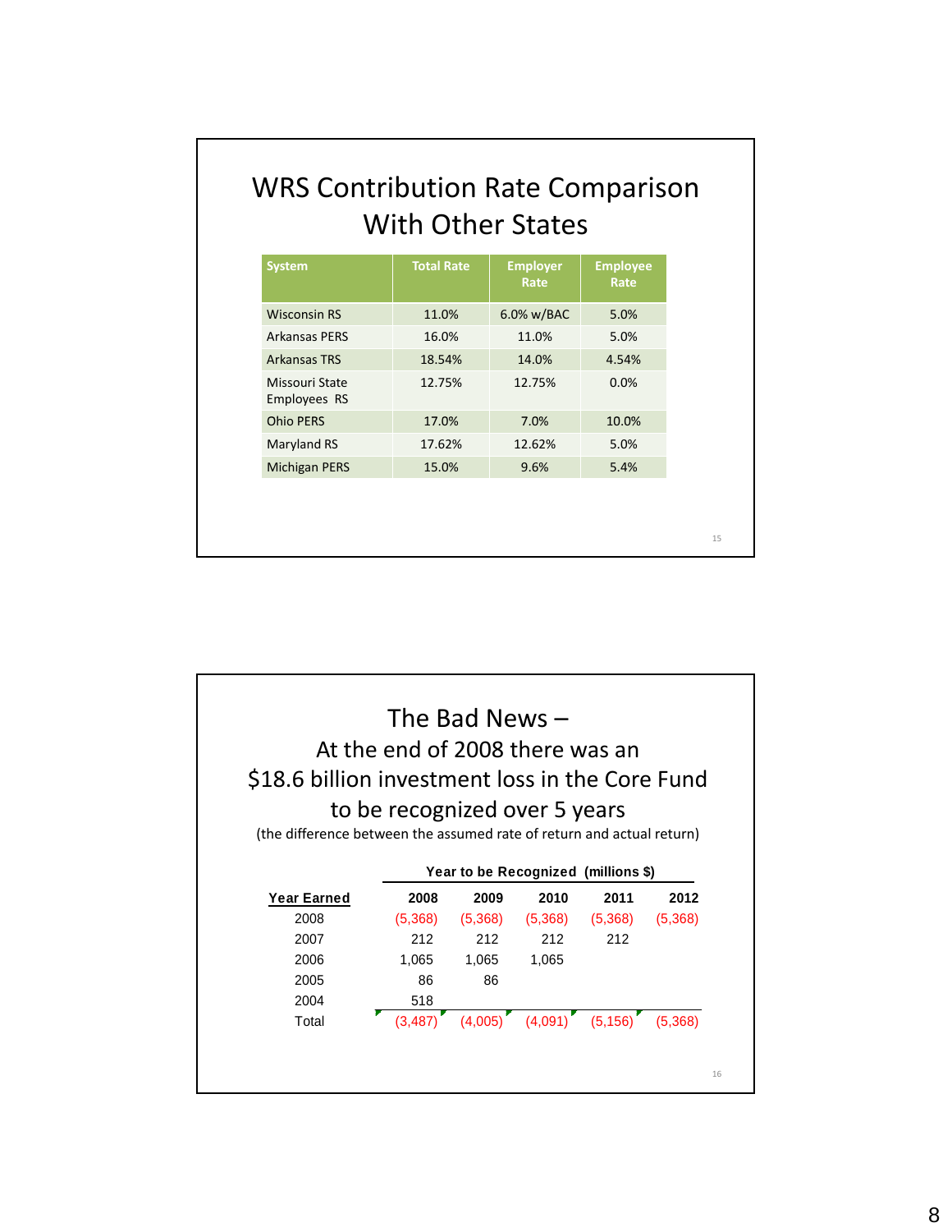## WRS Contribution Rate Comparison With Other States

| System | Total Rate | Employer Rate | Employee Rate |
|---|---|---|---|
| Wisconsin RS | 11.0% | 6.0% w/BAC | 5.0% |
| Arkansas PERS | 16.0% | 11.0% | 5.0% |
| Arkansas TRS | 18.54% | 14.0% | 4.54% |
| Missouri State Employees RS | 12.75% | 12.75% | 0.0% |
| Ohio PERS | 17.0% | 7.0% | 10.0% |
| Maryland RS | 17.62% | 12.62% | 5.0% |
| Michigan PERS | 15.0% | 9.6% | 5.4% |

## The Bad News – At the end of 2008 there was an $18.6 billion investment loss in the Core Fund to be recognized over 5 years

(the difference between the assumed rate of return and actual return)

| | Year to be Recognized (millions $) | | | | |
|---|---|---|---|---|---|
| **Year Earned** | **2008** | **2009** | **2010** | **2011** | **2012** |
| 2008 | (5,368) | (5,368) | (5,368) | (5,368) | (5,368) |
| 2007 | 212 | 212 | 212 | 212 | |
| 2006 | 1,065 | 1,065 | 1,065 | | |
| 2005 | 86 | 86 | | | |
| 2004 | 518 | | | | |
| Total | (3,487) | (4,005) | (4,091) | (5,156) | (5,368) |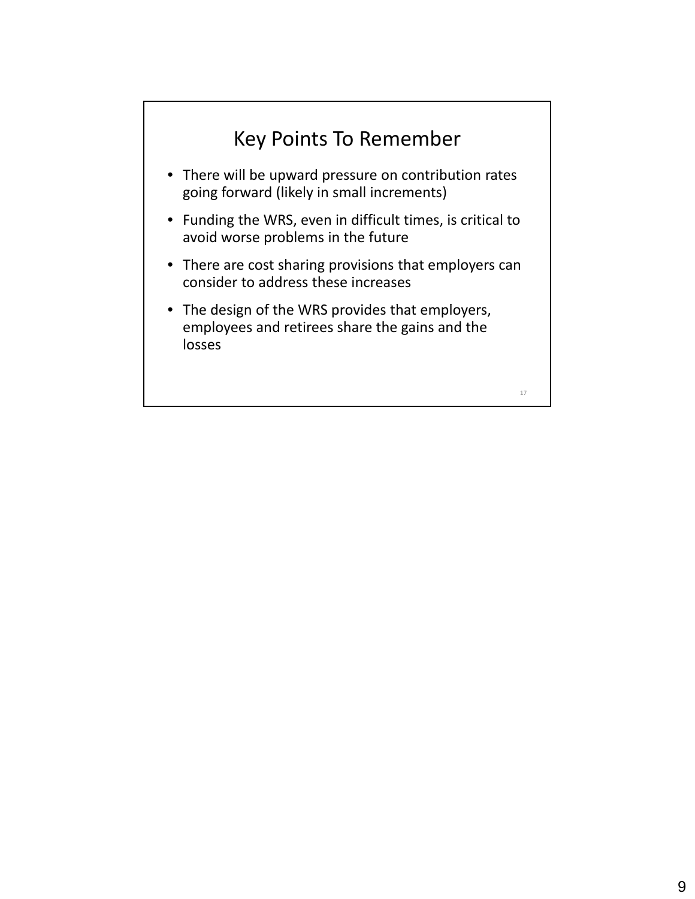# Key Points To Remember

- There will be upward pressure on contribution rates going forward (likely in small increments)
- Funding the WRS, even in difficult times, is critical to avoid worse problems in the future
- There are cost sharing provisions that employers can consider to address these increases
- The design of the WRS provides that employers, employees and retirees share the gains and the losses